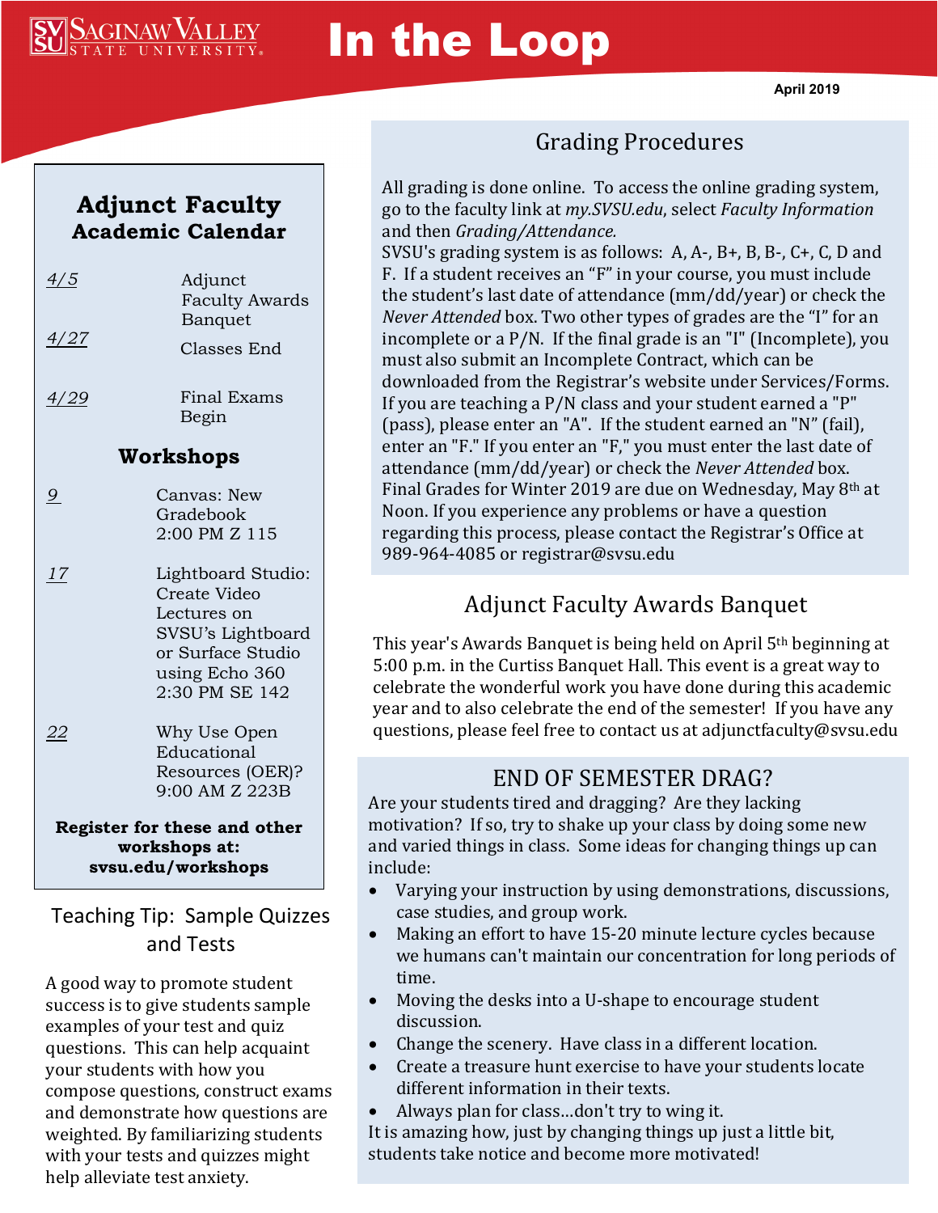Saginaw Valley State University

# In the Loop

April 2019

## Adjunct Faculty Academic Calendar

| | |
|---|---|
| 4/5 | Adjunct Faculty Awards Banquet |
| 4/27 | Classes End |
| 4/29 | Final Exams Begin |

### Workshops

| | |
|---|---|
| 9 | Canvas: New Gradebook 2:00 PM Z 115 |
| 17 | Lightboard Studio: Create Video Lectures on SVSU's Lightboard or Surface Studio using Echo 360 2:30 PM SE 142 |
| 22 | Why Use Open Educational Resources (OER)? 9:00 AM Z 223B |

**Register for these and other workshops at: svsu.edu/workshops**

## Teaching Tip: Sample Quizzes and Tests

A good way to promote student success is to give students sample examples of your test and quiz questions. This can help acquaint your students with how you compose questions, construct exams and demonstrate how questions are weighted. By familiarizing students with your tests and quizzes might help alleviate test anxiety.

## Grading Procedures

All grading is done online. To access the online grading system, go to the faculty link at *my.SVSU.edu*, select *Faculty Information* and then *Grading/Attendance.*

SVSU's grading system is as follows: A, A-, B+, B, B-, C+, C, D and F. If a student receives an "F" in your course, you must include the student's last date of attendance (mm/dd/year) or check the *Never Attended* box. Two other types of grades are the "I" for an incomplete or a P/N. If the final grade is an "I" (Incomplete), you must also submit an Incomplete Contract, which can be downloaded from the Registrar's website under Services/Forms. If you are teaching a P/N class and your student earned a "P" (pass), please enter an "A". If the student earned an "N" (fail), enter an "F." If you enter an "F," you must enter the last date of attendance (mm/dd/year) or check the *Never Attended* box. Final Grades for Winter 2019 are due on Wednesday, May 8th at Noon. If you experience any problems or have a question regarding this process, please contact the Registrar's Office at 989-964-4085 or registrar@svsu.edu

## Adjunct Faculty Awards Banquet

This year's Awards Banquet is being held on April 5th beginning at 5:00 p.m. in the Curtiss Banquet Hall. This event is a great way to celebrate the wonderful work you have done during this academic year and to also celebrate the end of the semester! If you have any questions, please feel free to contact us at adjunctfaculty@svsu.edu

## END OF SEMESTER DRAG?

Are your students tired and dragging? Are they lacking motivation? If so, try to shake up your class by doing some new and varied things in class. Some ideas for changing things up can include:

- Varying your instruction by using demonstrations, discussions, case studies, and group work.
- Making an effort to have 15-20 minute lecture cycles because we humans can't maintain our concentration for long periods of time.
- Moving the desks into a U-shape to encourage student discussion.
- Change the scenery. Have class in a different location.
- Create a treasure hunt exercise to have your students locate different information in their texts.
- Always plan for class…don't try to wing it.

It is amazing how, just by changing things up just a little bit, students take notice and become more motivated!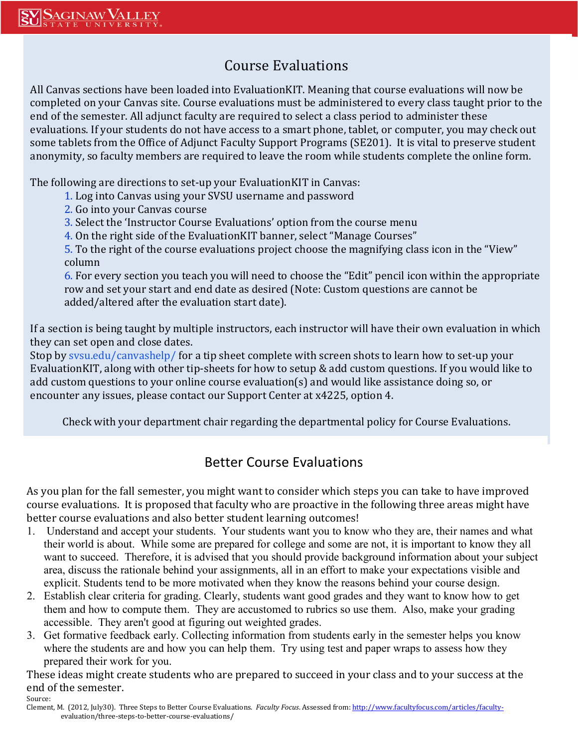## Course Evaluations

All Canvas sections have been loaded into EvaluationKIT. Meaning that course evaluations will now be completed on your Canvas site. Course evaluations must be administered to every class taught prior to the end of the semester. All adjunct faculty are required to select a class period to administer these evaluations. If your students do not have access to a smart phone, tablet, or computer, you may check out some tablets from the Office of Adjunct Faculty Support Programs (SE201). It is vital to preserve student anonymity, so faculty members are required to leave the room while students complete the online form.

The following are directions to set-up your EvaluationKIT in Canvas:

1. Log into Canvas using your SVSU username and password
2. Go into your Canvas course
3. Select the 'Instructor Course Evaluations' option from the course menu
4. On the right side of the EvaluationKIT banner, select "Manage Courses"
5. To the right of the course evaluations project choose the magnifying class icon in the "View" column
6. For every section you teach you will need to choose the "Edit" pencil icon within the appropriate row and set your start and end date as desired (Note: Custom questions are cannot be added/altered after the evaluation start date).

If a section is being taught by multiple instructors, each instructor will have their own evaluation in which they can set open and close dates.
Stop by svsu.edu/canvashelp/ for a tip sheet complete with screen shots to learn how to set-up your EvaluationKIT, along with other tip-sheets for how to setup & add custom questions. If you would like to add custom questions to your online course evaluation(s) and would like assistance doing so, or encounter any issues, please contact our Support Center at x4225, option 4.

Check with your department chair regarding the departmental policy for Course Evaluations.

## Better Course Evaluations

As you plan for the fall semester, you might want to consider which steps you can take to have improved course evaluations. It is proposed that faculty who are proactive in the following three areas might have better course evaluations and also better student learning outcomes!

1. Understand and accept your students. Your students want you to know who they are, their names and what their world is about. While some are prepared for college and some are not, it is important to know they all want to succeed. Therefore, it is advised that you should provide background information about your subject area, discuss the rationale behind your assignments, all in an effort to make your expectations visible and explicit. Students tend to be more motivated when they know the reasons behind your course design.
2. Establish clear criteria for grading. Clearly, students want good grades and they want to know how to get them and how to compute them. They are accustomed to rubrics so use them. Also, make your grading accessible. They aren't good at figuring out weighted grades.
3. Get formative feedback early. Collecting information from students early in the semester helps you know where the students are and how you can help them. Try using test and paper wraps to assess how they prepared their work for you.

These ideas might create students who are prepared to succeed in your class and to your success at the end of the semester.

Source:
Clement, M. (2012, July30). Three Steps to Better Course Evaluations. *Faculty Focus.* Assessed from: http://www.facultyfocus.com/articles/faculty-evaluation/three-steps-to-better-course-evaluations/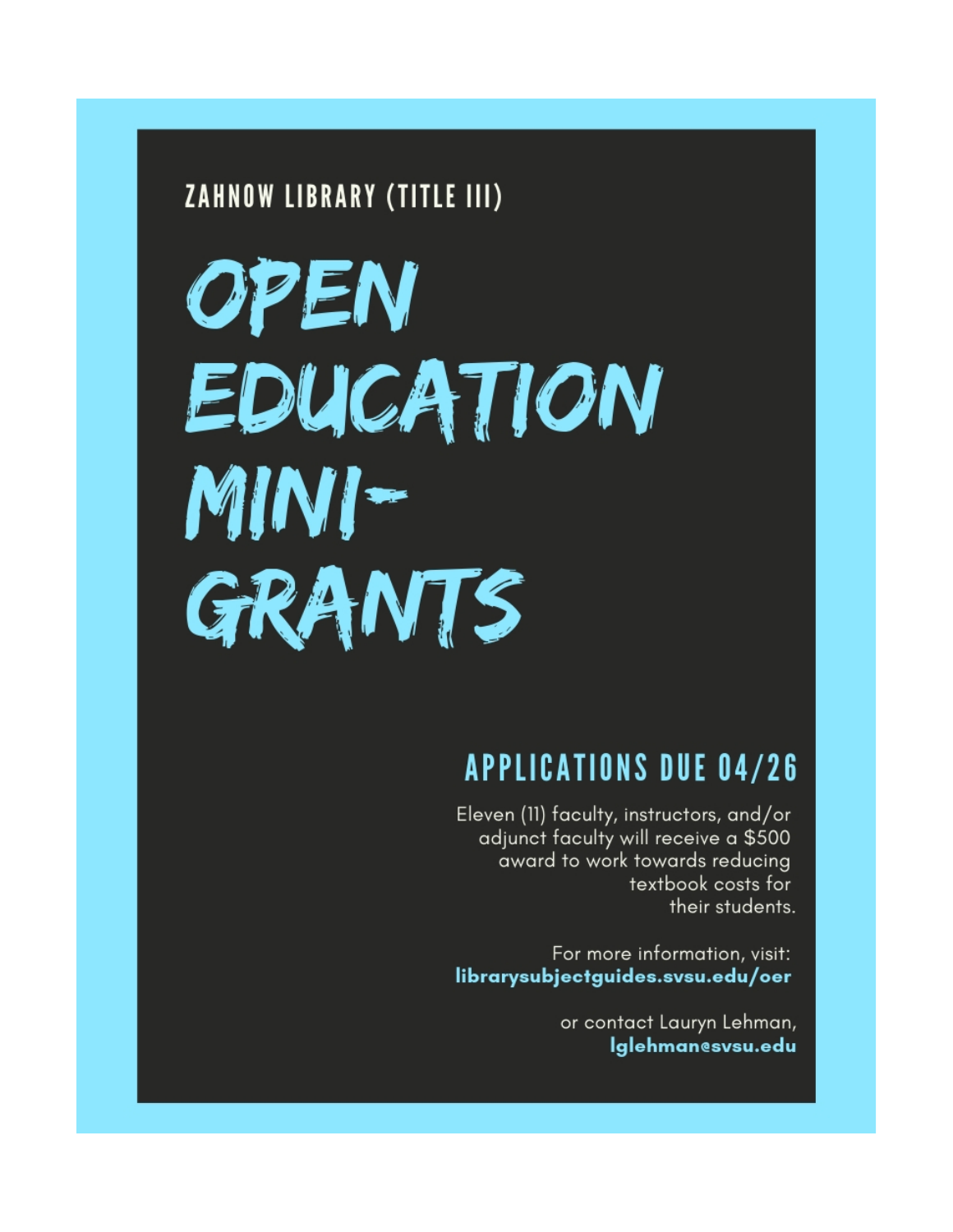ZAHNOW LIBRARY (TITLE III)

# OPEN EDUCATION MINI-GRANTS

## APPLICATIONS DUE 04/26

Eleven (11) faculty, instructors, and/or adjunct faculty will receive a $500 award to work towards reducing textbook costs for their students.

For more information, visit:
**librarysubjectguides.svsu.edu/oer**

or contact Lauryn Lehman,
**lglehman@svsu.edu**